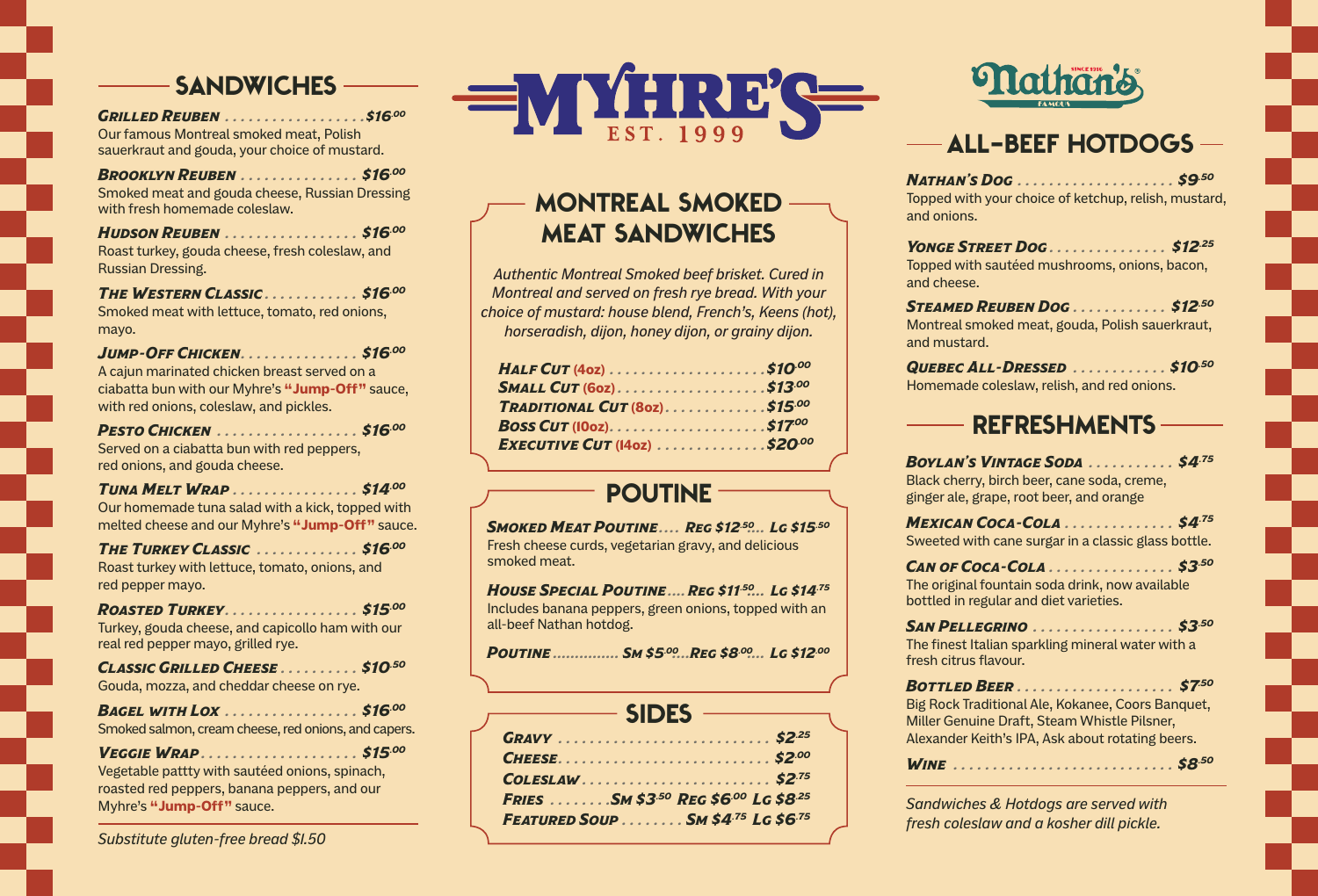# MYHRE'S

EST. 1999

## SANDWICHES

***GRILLED REUBEN*** ................... ***$16.00***
Our famous Montreal smoked meat, Polish sauerkraut and gouda, your choice of mustard.

***BROOKLYN REUBEN*** ............... ***$16.00***
Smoked meat and gouda cheese, Russian Dressing with fresh homemade coleslaw.

***HUDSON REUBEN*** ................. ***$16.00***
Roast turkey, gouda cheese, fresh coleslaw, and Russian Dressing.

***THE WESTERN CLASSIC*** ............ ***$16.00***
Smoked meat with lettuce, tomato, red onions, mayo.

***JUMP-OFF CHICKEN*** ............... ***$16.00***
A cajun marinated chicken breast served on a ciabatta bun with our Myhre's **"Jump-Off"** sauce, with red onions, coleslaw, and pickles.

***PESTO CHICKEN*** .................. ***$16.00***
Served on a ciabatta bun with red peppers, red onions, and gouda cheese.

***TUNA MELT WRAP*** ................. ***$14.00***
Our homemade tuna salad with a kick, topped with melted cheese and our Myhre's **"Jump-Off"** sauce.

***THE TURKEY CLASSIC*** ............. ***$16.00***
Roast turkey with lettuce, tomato, onions, and red pepper mayo.

***ROASTED TURKEY*** ................. ***$15.00***
Turkey, gouda cheese, and capicollo ham with our real red pepper mayo, grilled rye.

***CLASSIC GRILLED CHEESE*** .......... ***$10.50***
Gouda, mozza, and cheddar cheese on rye.

***BAGEL WITH LOX*** ................. ***$16.00***
Smoked salmon, cream cheese, red onions, and capers.

***VEGGIE WRAP*** .................... ***$15.00***
Vegetable pattty with sautéed onions, spinach, roasted red peppers, banana peppers, and our Myhre's **"Jump-Off"** sauce.

*Substitute gluten-free bread $1.50*

## MONTREAL SMOKED MEAT SANDWICHES

*Authentic Montreal Smoked beef brisket. Cured in Montreal and served on fresh rye bread. With your choice of mustard: house blend, French's, Keens (hot), horseradish, dijon, honey dijon, or grainy dijon.*

***HALF CUT*** **(4oz)** ..................... ***$10.00***
***SMALL CUT*** **(6oz)** .................... ***$13.00***
***TRADITIONAL CUT*** **(8oz)** ............. ***$15.00***
***BOSS CUT*** **(10oz)** .................... ***$17.00***
***EXECUTIVE CUT*** **(14oz)** .............. ***$20.00***

## POUTINE

***SMOKED MEAT POUTINE*** .... ***REG $12.50... LG $15.50***
Fresh cheese curds, vegetarian gravy, and delicious smoked meat.

***HOUSE SPECIAL POUTINE*** .... ***REG $11.50... LG $14.75***
Includes banana peppers, green onions, topped with an all-beef Nathan hotdog.

***POUTINE*** .............. ***SM $5.00...REG $8.00... LG $12.00***

## SIDES

***GRAVY*** .......................... ***$2.25***
***CHEESE*** ......................... ***$2.00***
***COLESLAW*** ....................... ***$2.75***
***FRIES*** ........ ***SM $3.50 REG $6.00 LG $8.25***
***FEATURED SOUP*** ........ ***SM $4.75 LG $6.75***

Nathan's Famous — SINCE 1916

## ALL-BEEF HOTDOGS

***NATHAN'S DOG*** ..................... ***$9.50***
Topped with your choice of ketchup, relish, mustard, and onions.

***YONGE STREET DOG*** ............... ***$12.25***
Topped with sautéed mushrooms, onions, bacon, and cheese.

***STEAMED REUBEN DOG*** ............ ***$12.50***
Montreal smoked meat, gouda, Polish sauerkraut, and mustard.

***QUEBEC ALL-DRESSED*** ............ ***$10.50***
Homemade coleslaw, relish, and red onions.

## REFRESHMENTS

***BOYLAN'S VINTAGE SODA*** ........... ***$4.75***
Black cherry, birch beer, cane soda, creme, ginger ale, grape, root beer, and orange

***MEXICAN COCA-COLA*** .............. ***$4.75***
Sweeted with cane surgar in a classic glass bottle.

***CAN OF COCA-COLA*** ................ ***$3.50***
The original fountain soda drink, now available bottled in regular and diet varieties.

***SAN PELLEGRINO*** .................. ***$3.50***
The finest Italian sparkling mineral water with a fresh citrus flavour.

***BOTTLED BEER*** .................... ***$7.50***
Big Rock Traditional Ale, Kokanee, Coors Banquet, Miller Genuine Draft, Steam Whistle Pilsner, Alexander Keith's IPA, Ask about rotating beers.

***WINE*** ............................ ***$8.50***

*Sandwiches & Hotdogs are served with fresh coleslaw and a kosher dill pickle.*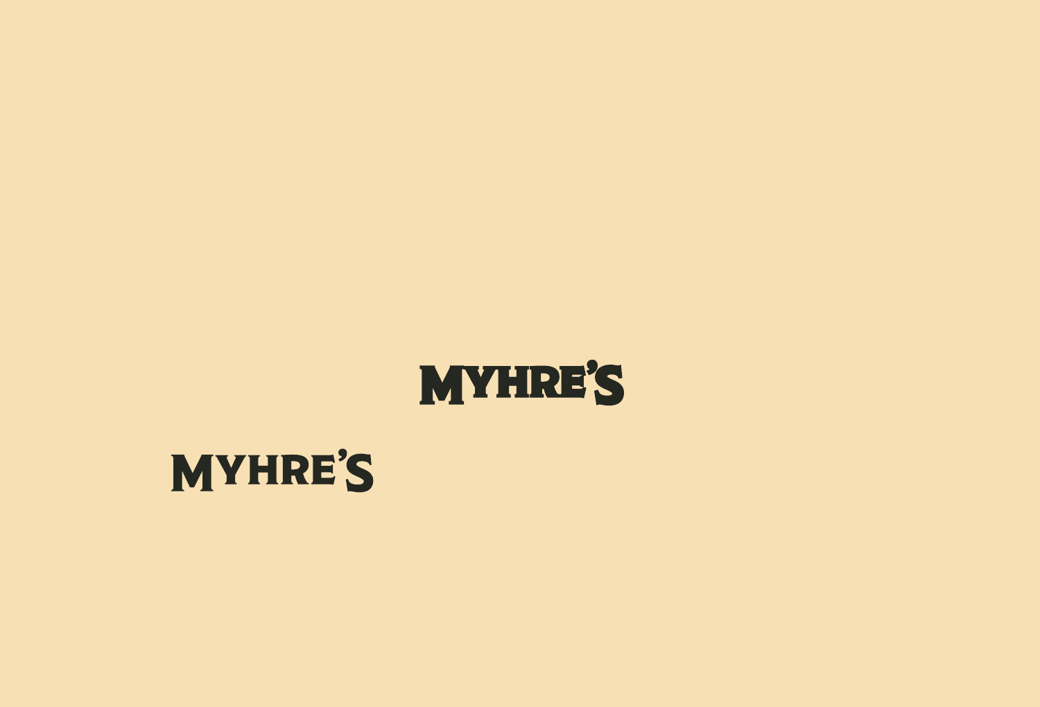MYHRE'S

MYHRE'S